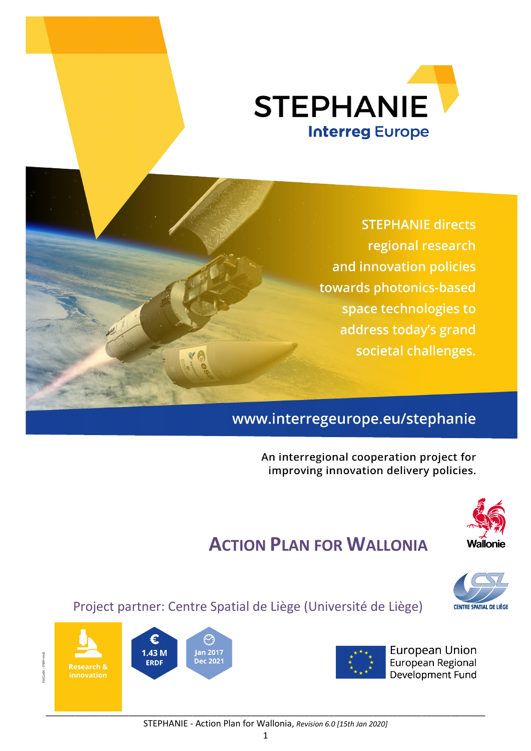# STEPHANIE

Interreg Europe

STEPHANIE directs regional research and innovation policies towards photonics-based space technologies to address today's grand societal challenges.

www.interregeurope.eu/stephanie

An interregional cooperation project for improving innovation delivery policies.

## ACTION PLAN FOR WALLONIA

Wallonie

Project partner: Centre Spatial de Liège (Université de Liège)

CENTRE SPATIAL DE LIÈGE

Research & innovation

€ 1.43 M ERDF

Jan 2017 Dec 2021

European Union
European Regional Development Fund

STEPHANIE - Action Plan for Wallonia, *Revision 6.0 [15th Jan 2020]*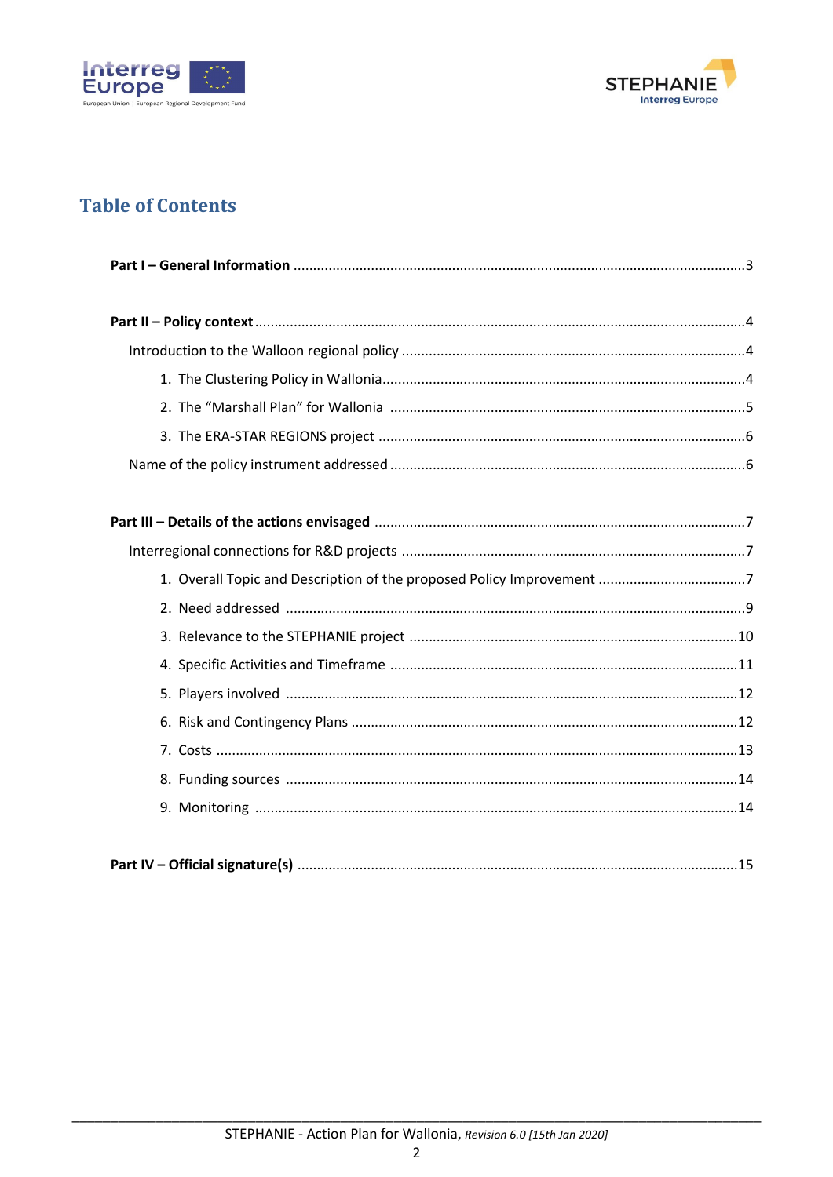# Table of Contents

**Part I – General Information** .......... 3

**Part II – Policy context** .......... 4

- Introduction to the Walloon regional policy .......... 4
  1. The Clustering Policy in Wallonia .......... 4
  2. The "Marshall Plan" for Wallonia .......... 5
  3. The ERA-STAR REGIONS project .......... 6
- Name of the policy instrument addressed .......... 6

**Part III – Details of the actions envisaged** .......... 7

- Interregional connections for R&D projects .......... 7
  1. Overall Topic and Description of the proposed Policy Improvement .......... 7
  2. Need addressed .......... 9
  3. Relevance to the STEPHANIE project .......... 10
  4. Specific Activities and Timeframe .......... 11
  5. Players involved .......... 12
  6. Risk and Contingency Plans .......... 12
  7. Costs .......... 13
  8. Funding sources .......... 14
  9. Monitoring .......... 14

**Part IV – Official signature(s)** .......... 15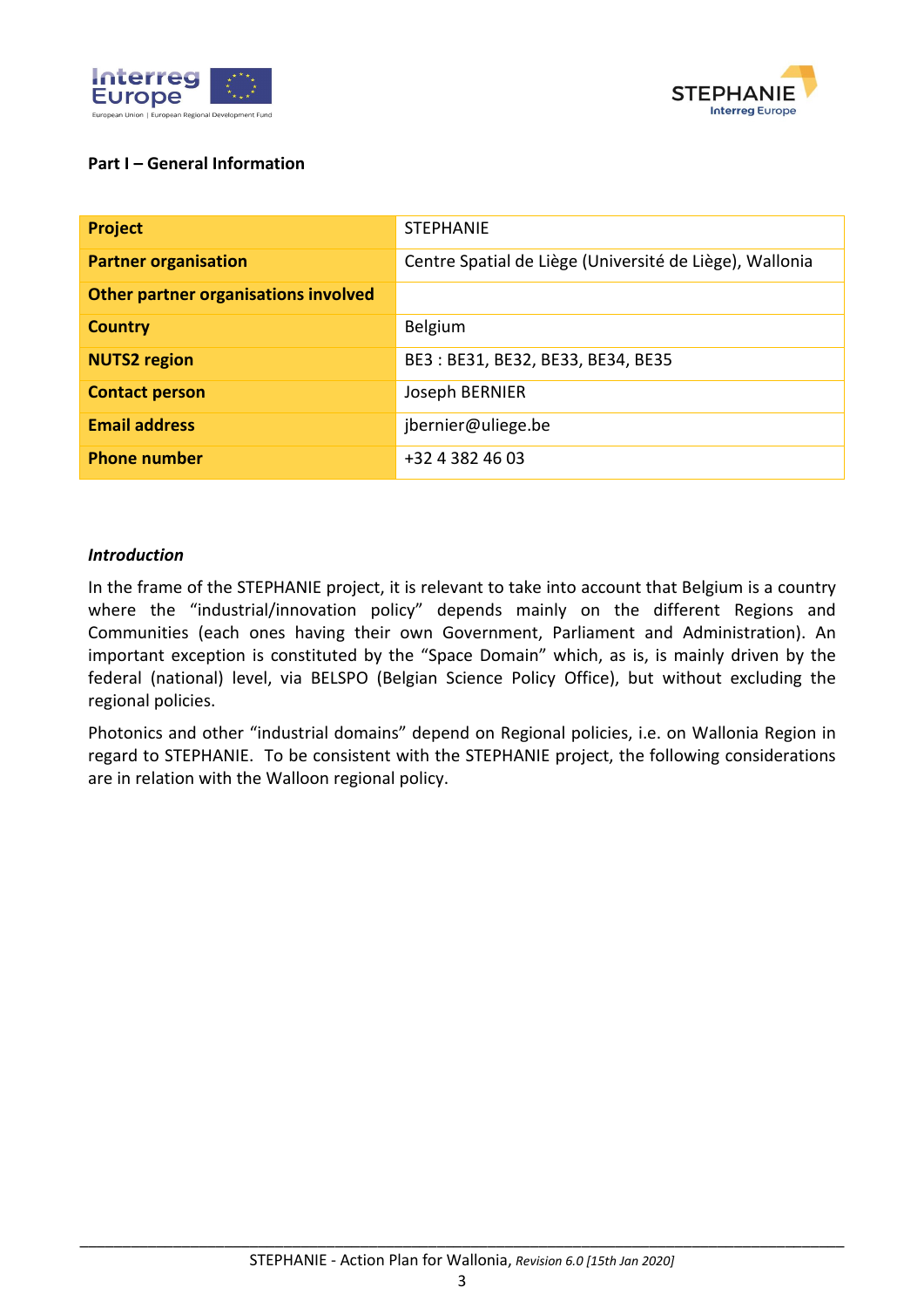**Part I – General Information**

| **Project** | STEPHANIE |
|---|---|
| **Partner organisation** | Centre Spatial de Liège (Université de Liège), Wallonia |
| **Other partner organisations involved** | |
| **Country** | Belgium |
| **NUTS2 region** | BE3 : BE31, BE32, BE33, BE34, BE35 |
| **Contact person** | Joseph BERNIER |
| **Email address** | jbernier@uliege.be |
| **Phone number** | +32 4 382 46 03 |

***Introduction***

In the frame of the STEPHANIE project, it is relevant to take into account that Belgium is a country where the "industrial/innovation policy" depends mainly on the different Regions and Communities (each ones having their own Government, Parliament and Administration). An important exception is constituted by the "Space Domain" which, as is, is mainly driven by the federal (national) level, via BELSPO (Belgian Science Policy Office), but without excluding the regional policies.

Photonics and other "industrial domains" depend on Regional policies, i.e. on Wallonia Region in regard to STEPHANIE. To be consistent with the STEPHANIE project, the following considerations are in relation with the Walloon regional policy.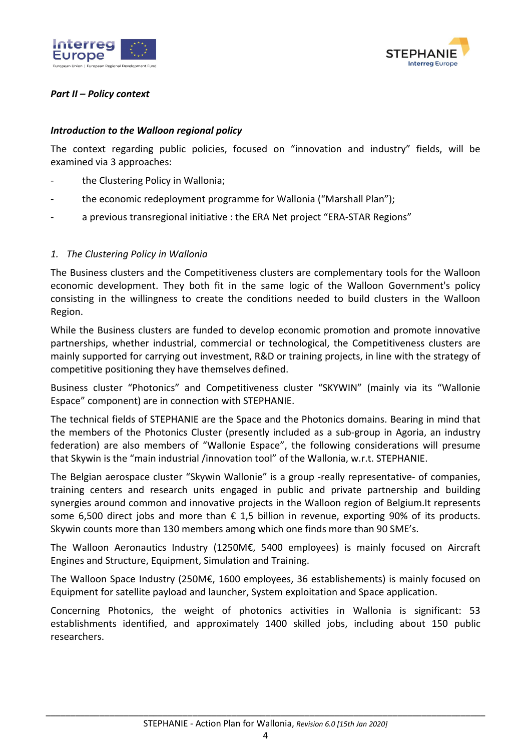***Part II – Policy context***

***Introduction to the Walloon regional policy***

The context regarding public policies, focused on “innovation and industry” fields, will be examined via 3 approaches:

- the Clustering Policy in Wallonia;
- the economic redeployment programme for Wallonia (“Marshall Plan”);
- a previous transregional initiative : the ERA Net project “ERA-STAR Regions”

*1. The Clustering Policy in Wallonia*

The Business clusters and the Competitiveness clusters are complementary tools for the Walloon economic development. They both fit in the same logic of the Walloon Government's policy consisting in the willingness to create the conditions needed to build clusters in the Walloon Region.

While the Business clusters are funded to develop economic promotion and promote innovative partnerships, whether industrial, commercial or technological, the Competitiveness clusters are mainly supported for carrying out investment, R&D or training projects, in line with the strategy of competitive positioning they have themselves defined.

Business cluster “Photonics” and Competitiveness cluster “SKYWIN” (mainly via its “Wallonie Espace” component) are in connection with STEPHANIE.

The technical fields of STEPHANIE are the Space and the Photonics domains. Bearing in mind that the members of the Photonics Cluster (presently included as a sub-group in Agoria, an industry federation) are also members of “Wallonie Espace”, the following considerations will presume that Skywin is the “main industrial /innovation tool” of the Wallonia, w.r.t. STEPHANIE.

The Belgian aerospace cluster “Skywin Wallonie” is a group -really representative- of companies, training centers and research units engaged in public and private partnership and building synergies around common and innovative projects in the Walloon region of Belgium.It represents some 6,500 direct jobs and more than € 1,5 billion in revenue, exporting 90% of its products. Skywin counts more than 130 members among which one finds more than 90 SME’s.

The Walloon Aeronautics Industry (1250M€, 5400 employees) is mainly focused on Aircraft Engines and Structure, Equipment, Simulation and Training.

The Walloon Space Industry (250M€, 1600 employees, 36 establishements) is mainly focused on Equipment for satellite payload and launcher, System exploitation and Space application.

Concerning Photonics, the weight of photonics activities in Wallonia is significant: 53 establishments identified, and approximately 1400 skilled jobs, including about 150 public researchers.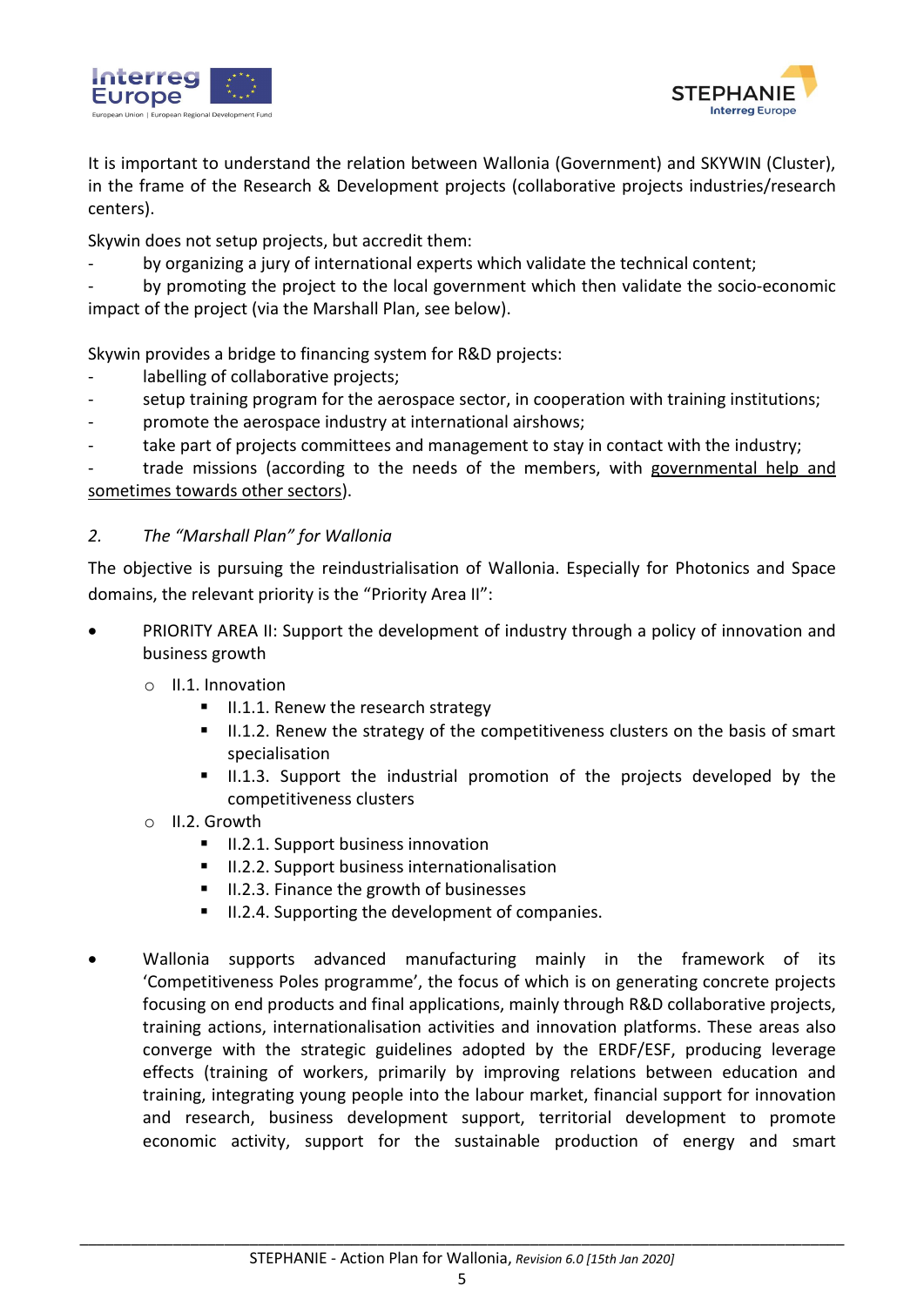It is important to understand the relation between Wallonia (Government) and SKYWIN (Cluster), in the frame of the Research & Development projects (collaborative projects industries/research centers).

Skywin does not setup projects, but accredit them:

- by organizing a jury of international experts which validate the technical content;
- by promoting the project to the local government which then validate the socio-economic impact of the project (via the Marshall Plan, see below).

Skywin provides a bridge to financing system for R&D projects:

- labelling of collaborative projects;
- setup training program for the aerospace sector, in cooperation with training institutions;
- promote the aerospace industry at international airshows;
- take part of projects committees and management to stay in contact with the industry;
- trade missions (according to the needs of the members, with <u>governmental help and sometimes towards other sectors</u>).

### *2. The "Marshall Plan" for Wallonia*

The objective is pursuing the reindustrialisation of Wallonia. Especially for Photonics and Space domains, the relevant priority is the "Priority Area II":

- PRIORITY AREA II: Support the development of industry through a policy of innovation and business growth
  - II.1. Innovation
    - II.1.1. Renew the research strategy
    - II.1.2. Renew the strategy of the competitiveness clusters on the basis of smart specialisation
    - II.1.3. Support the industrial promotion of the projects developed by the competitiveness clusters
  - II.2. Growth
    - II.2.1. Support business innovation
    - II.2.2. Support business internationalisation
    - II.2.3. Finance the growth of businesses
    - II.2.4. Supporting the development of companies.

- Wallonia supports advanced manufacturing mainly in the framework of its 'Competitiveness Poles programme', the focus of which is on generating concrete projects focusing on end products and final applications, mainly through R&D collaborative projects, training actions, internationalisation activities and innovation platforms. These areas also converge with the strategic guidelines adopted by the ERDF/ESF, producing leverage effects (training of workers, primarily by improving relations between education and training, integrating young people into the labour market, financial support for innovation and research, business development support, territorial development to promote economic activity, support for the sustainable production of energy and smart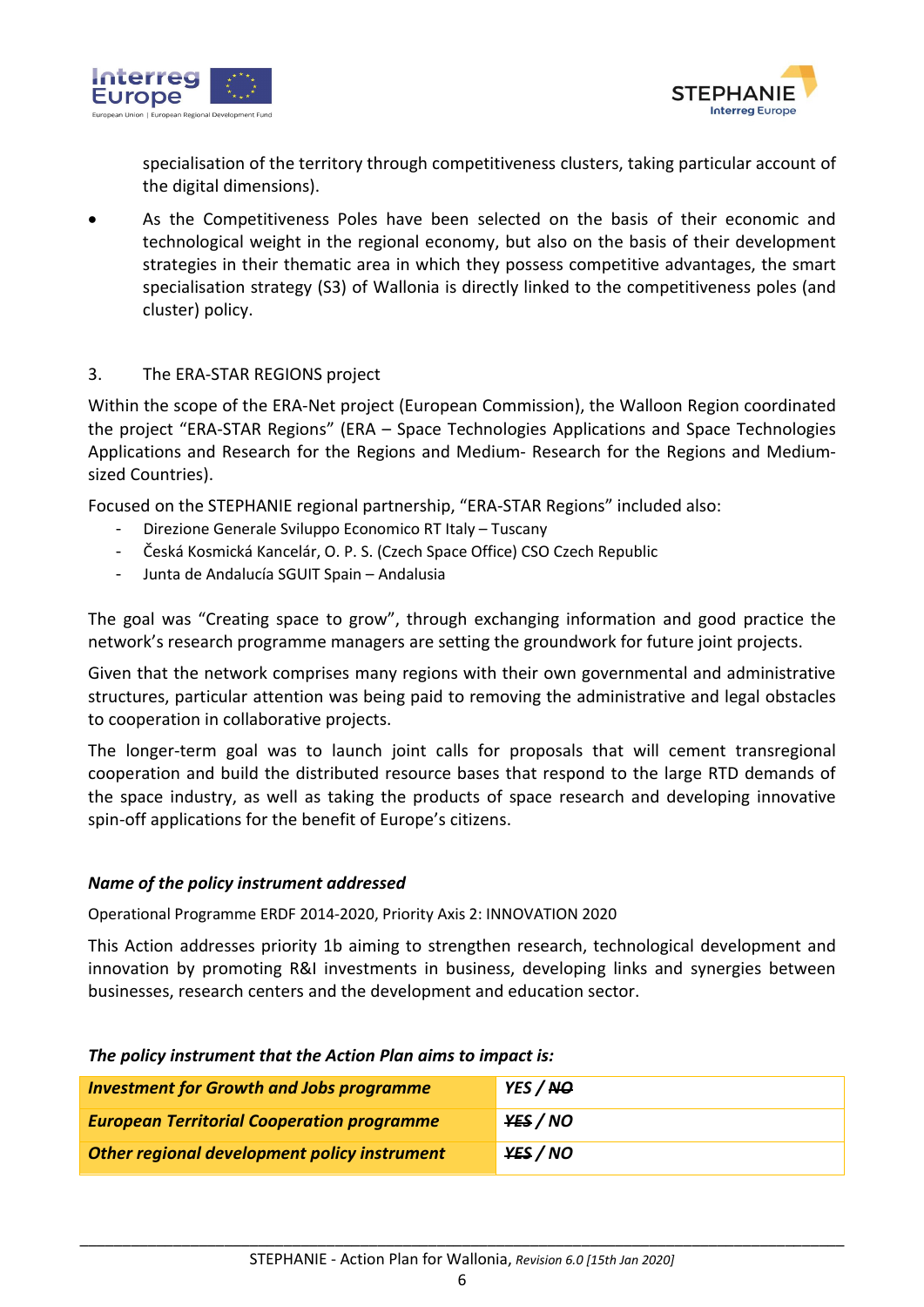specialisation of the territory through competitiveness clusters, taking particular account of the digital dimensions).

- As the Competitiveness Poles have been selected on the basis of their economic and technological weight in the regional economy, but also on the basis of their development strategies in their thematic area in which they possess competitive advantages, the smart specialisation strategy (S3) of Wallonia is directly linked to the competitiveness poles (and cluster) policy.

3. The ERA-STAR REGIONS project

Within the scope of the ERA-Net project (European Commission), the Walloon Region coordinated the project "ERA-STAR Regions" (ERA – Space Technologies Applications and Space Technologies Applications and Research for the Regions and Medium- Research for the Regions and Medium-sized Countries).

Focused on the STEPHANIE regional partnership, "ERA-STAR Regions" included also:

- Direzione Generale Sviluppo Economico RT Italy – Tuscany
- Česká Kosmická Kancelár, O. P. S. (Czech Space Office) CSO Czech Republic
- Junta de Andalucía SGUIT Spain – Andalusia

The goal was "Creating space to grow", through exchanging information and good practice the network's research programme managers are setting the groundwork for future joint projects.

Given that the network comprises many regions with their own governmental and administrative structures, particular attention was being paid to removing the administrative and legal obstacles to cooperation in collaborative projects.

The longer-term goal was to launch joint calls for proposals that will cement transregional cooperation and build the distributed resource bases that respond to the large RTD demands of the space industry, as well as taking the products of space research and developing innovative spin-off applications for the benefit of Europe's citizens.

***Name of the policy instrument addressed***

Operational Programme ERDF 2014-2020, Priority Axis 2: INNOVATION 2020

This Action addresses priority 1b aiming to strengthen research, technological development and innovation by promoting R&I investments in business, developing links and synergies between businesses, research centers and the development and education sector.

***The policy instrument that the Action Plan aims to impact is:***

| ***Investment for Growth and Jobs programme*** | ***YES / ~~NO~~*** |
|---|---|
| ***European Territorial Cooperation programme*** | ***~~YES~~ / NO*** |
| ***Other regional development policy instrument*** | ***~~YES~~ / NO*** |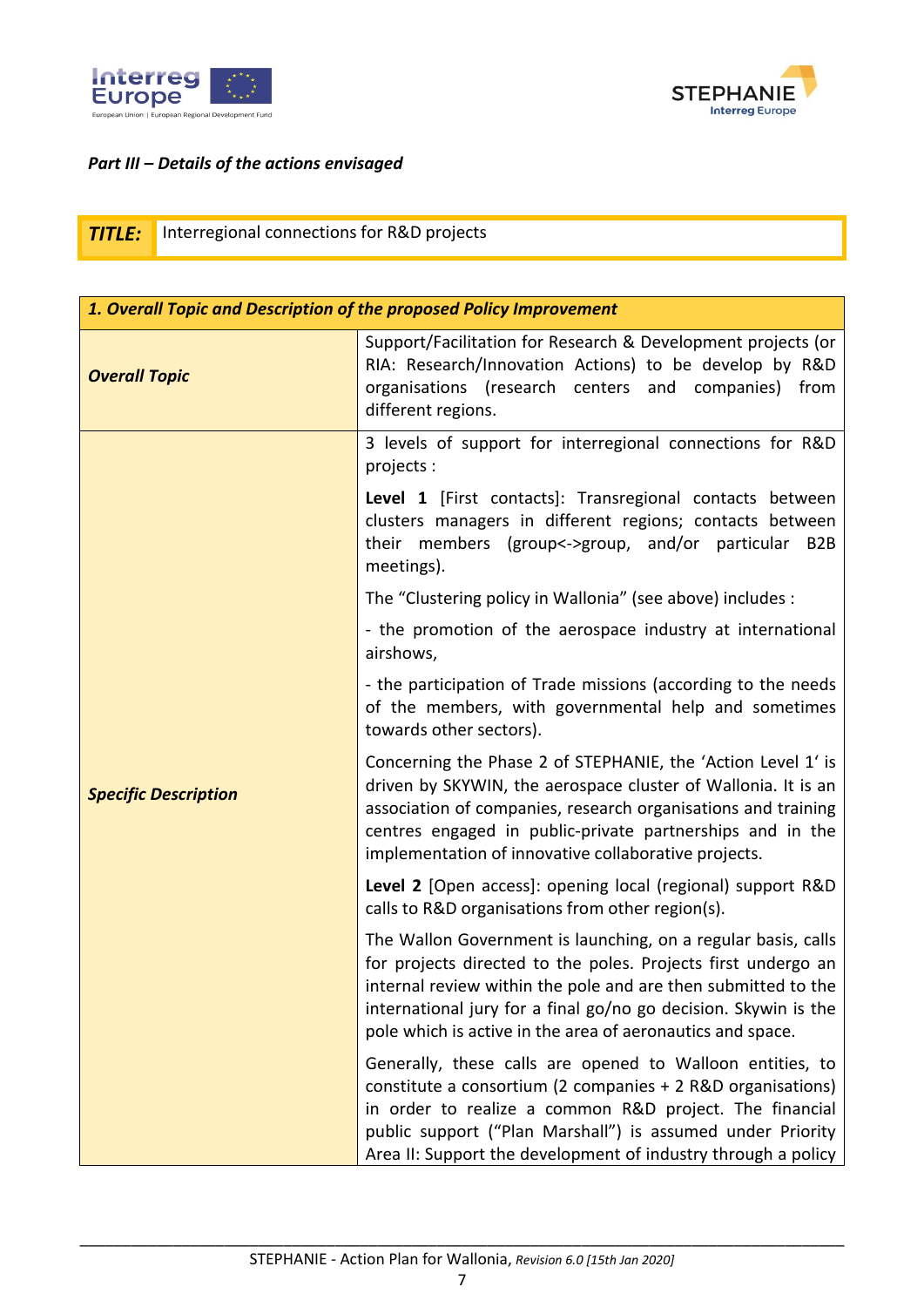*Part III – Details of the actions envisaged*

| ***TITLE:*** | Interregional connections for R&D projects |
|---|---|

| ***1. Overall Topic and Description of the proposed Policy Improvement*** | |
|---|---|
| ***Overall Topic*** | Support/Facilitation for Research & Development projects (or RIA: Research/Innovation Actions) to be develop by R&D organisations (research centers and companies) from different regions. |
| ***Specific Description*** | 3 levels of support for interregional connections for R&D projects :<br><br>**Level 1** [First contacts]: Transregional contacts between clusters managers in different regions; contacts between their members (group<->group, and/or particular B2B meetings).<br><br>The "Clustering policy in Wallonia" (see above) includes :<br><br>- the promotion of the aerospace industry at international airshows,<br><br>- the participation of Trade missions (according to the needs of the members, with governmental help and sometimes towards other sectors).<br><br>Concerning the Phase 2 of STEPHANIE, the 'Action Level 1' is driven by SKYWIN, the aerospace cluster of Wallonia. It is an association of companies, research organisations and training centres engaged in public-private partnerships and in the implementation of innovative collaborative projects.<br><br>**Level 2** [Open access]: opening local (regional) support R&D calls to R&D organisations from other region(s).<br><br>The Wallon Government is launching, on a regular basis, calls for projects directed to the poles. Projects first undergo an internal review within the pole and then submitted to the international jury for a final go/no go decision. Skywin is the pole which is active in the area of aeronautics and space.<br><br>Generally, these calls are opened to Walloon entities, to constitute a consortium (2 companies + 2 R&D organisations) in order to realize a common R&D project. The financial public support ("Plan Marshall") is assumed under Priority Area II: Support the development of industry through a policy |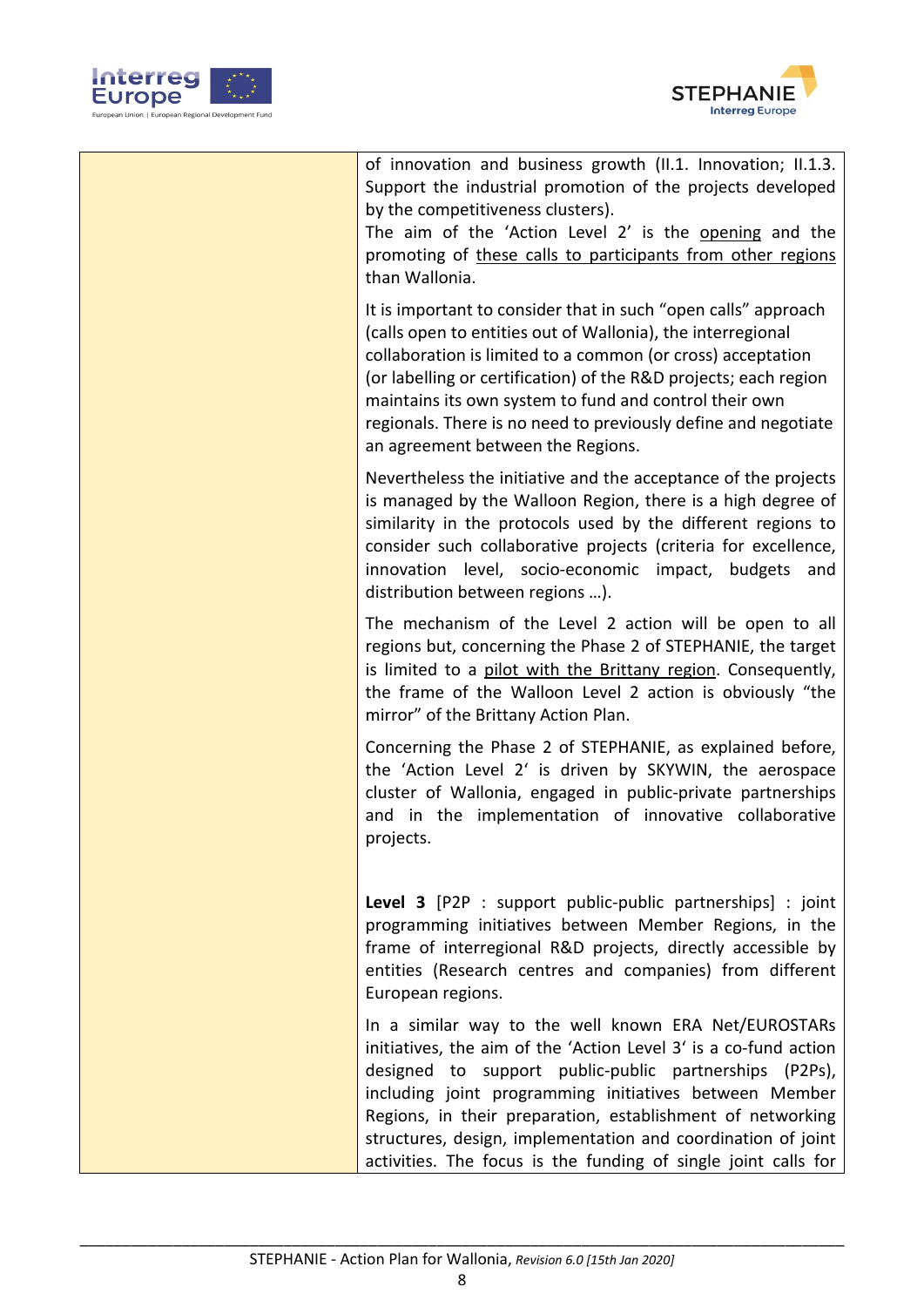| | |
|---|---|
| | of innovation and business growth (II.1. Innovation; II.1.3. Support the industrial promotion of the projects developed by the competitiveness clusters).<br>The aim of the 'Action Level 2' is the opening and the promoting of these calls to participants from other regions than Wallonia.<br><br>It is important to consider that in such "open calls" approach (calls open to entities out of Wallonia), the interregional collaboration is limited to a common (or cross) acceptation (or labelling or certification) of the R&D projects; each region maintains its own system to fund and control their own regionals. There is no need to previously define and negotiate an agreement between the Regions.<br><br>Nevertheless the initiative and the acceptance of the projects is managed by the Walloon Region, there is a high degree of similarity in the protocols used by the different regions to consider such collaborative projects (criteria for excellence, innovation level, socio-economic impact, budgets and distribution between regions …).<br><br>The mechanism of the Level 2 action will be open to all regions but, concerning the Phase 2 of STEPHANIE, the target is limited to a pilot with the Brittany region. Consequently, the frame of the Walloon Level 2 action is obviously "the mirror" of the Brittany Action Plan.<br><br>Concerning the Phase 2 of STEPHANIE, as explained before, the 'Action Level 2' is driven by SKYWIN, the aerospace cluster of Wallonia, engaged in public-private partnerships and in the implementation of innovative collaborative projects.<br><br>**Level 3** [P2P : support public-public partnerships] : joint programming initiatives between Member Regions, in the frame of interregional R&D projects, directly accessible by entities (Research centres and companies) from different European regions.<br><br>In a similar way to the well known ERA Net/EUROSTARs initiatives, the aim of the 'Action Level 3' is a co-fund action designed to support public-public partnerships (P2Ps), including joint programming initiatives between Member Regions, in their preparation, establishment of networking structures, design, implementation and coordination of joint activities. The focus is the funding of single joint calls for |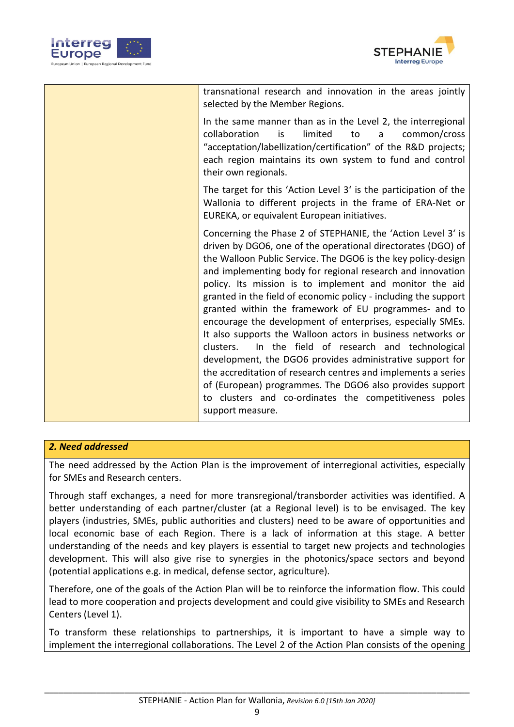| | |
|---|---|
| | transnational research and innovation in the areas jointly selected by the Member Regions.<br><br>In the same manner than as in the Level 2, the interregional collaboration is limited to a common/cross "acceptation/labellization/certification" of the R&D projects; each region maintains its own system to fund and control their own regionals.<br><br>The target for this 'Action Level 3' is the participation of the Wallonia to different projects in the frame of ERA-Net or EUREKA, or equivalent European initiatives.<br><br>Concerning the Phase 2 of STEPHANIE, the 'Action Level 3' is driven by DGO6, one of the operational directorates (DGO) of the Walloon Public Service. The DGO6 is the key policy-design and implementing body for regional research and innovation policy. Its mission is to implement and monitor the aid granted in the field of economic policy - including the support granted within the framework of EU programmes- and to encourage the development of enterprises, especially SMEs. It also supports the Walloon actors in business networks or clusters. In the field of research and technological development, the DGO6 provides administrative support for the accreditation of research centres and implements a series of (European) programmes. The DGO6 also provides support to clusters and co-ordinates the competitiveness poles support measure. |

## ***2. Need addressed***

The need addressed by the Action Plan is the improvement of interregional activities, especially for SMEs and Research centers.

Through staff exchanges, a need for more transregional/transborder activities was identified. A better understanding of each partner/cluster (at a Regional level) is to be envisaged. The key players (industries, SMEs, public authorities and clusters) need to be aware of opportunities and local economic base of each Region. There is a lack of information at this stage. A better understanding of the needs and key players is essential to target new projects and technologies development. This will also give rise to synergies in the photonics/space sectors and beyond (potential applications e.g. in medical, defense sector, agriculture).

Therefore, one of the goals of the Action Plan will be to reinforce the information flow. This could lead to more cooperation and projects development and could give visibility to SMEs and Research Centers (Level 1).

To transform these relationships to partnerships, it is important to have a simple way to implement the interregional collaborations. The Level 2 of the Action Plan consists of the opening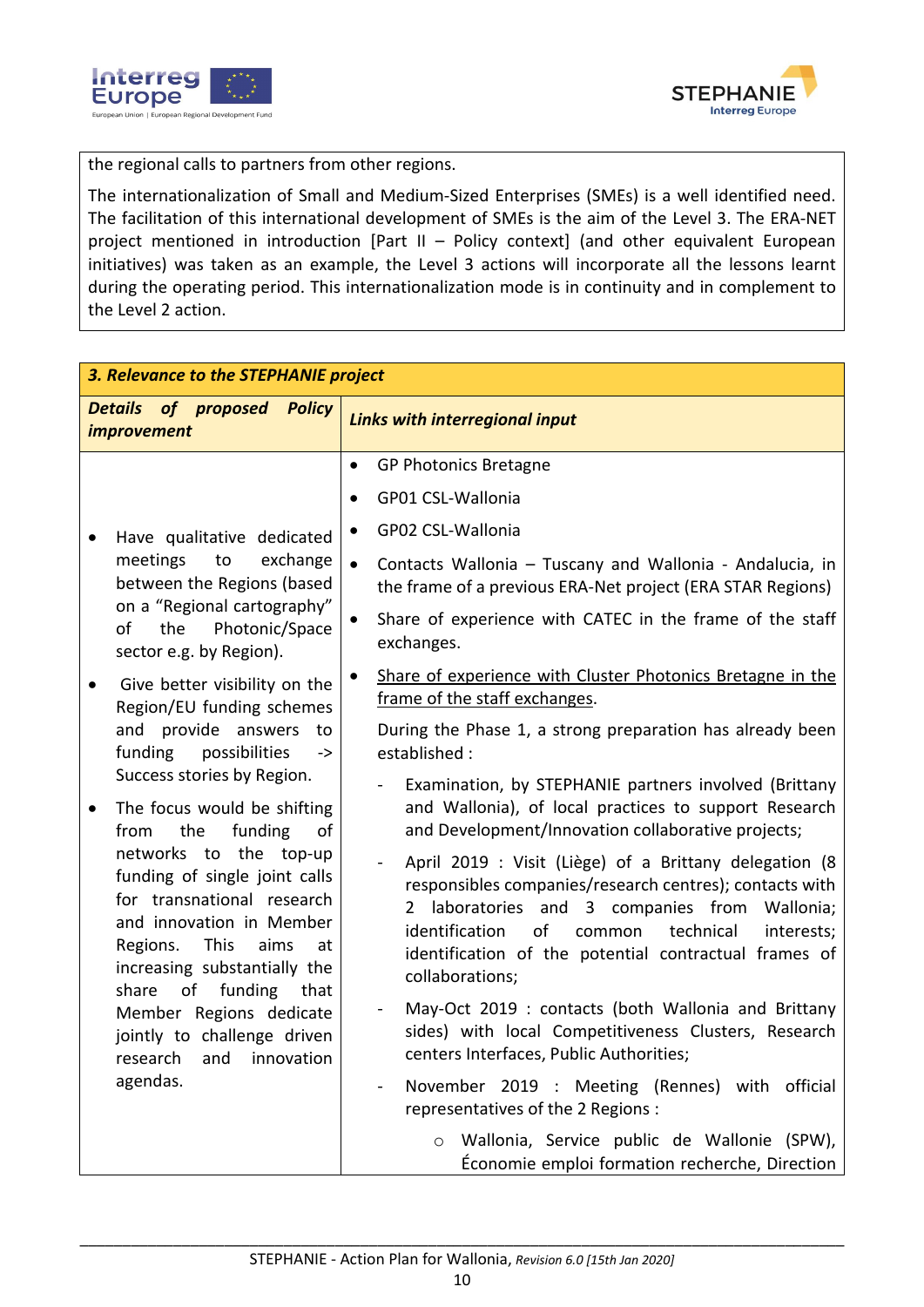the regional calls to partners from other regions.

The internationalization of Small and Medium-Sized Enterprises (SMEs) is a well identified need. The facilitation of this international development of SMEs is the aim of the Level 3. The ERA-NET project mentioned in introduction [Part II – Policy context] (and other equivalent European initiatives) was taken as an example, the Level 3 actions will incorporate all the lessons learnt during the operating period. This internationalization mode is in continuity and in complement to the Level 2 action.

| ***3. Relevance to the STEPHANIE project*** | |
|---|---|
| ***Details of proposed Policy improvement*** | ***Links with interregional input*** |
| • Have qualitative dedicated meetings to exchange between the Regions (based on a "Regional cartography" of the Photonic/Space sector e.g. by Region).<br><br>• Give better visibility on the Region/EU funding schemes and provide answers to funding possibilities -> Success stories by Region.<br><br>• The focus would be shifting from the funding of networks to the top-up funding of single joint calls for transnational research and innovation in Member Regions. This aims at increasing substantially the share of funding that Member Regions dedicate jointly to challenge driven research and innovation agendas. | • GP Photonics Bretagne<br>• GP01 CSL-Wallonia<br>• GP02 CSL-Wallonia<br>• Contacts Wallonia – Tuscany and Wallonia - Andalucia, in the frame of a previous ERA-Net project (ERA STAR Regions)<br>• Share of experience with CATEC in the frame of the staff exchanges.<br>• <u>Share of experience with Cluster Photonics Bretagne in the frame of the staff exchanges</u>.<br><br>During the Phase 1, a strong preparation has already been established :<br><br>- Examination, by STEPHANIE partners involved (Brittany and Wallonia), of local practices to support Research and Development/Innovation collaborative projects;<br>- April 2019 : Visit (Liège) of a Brittany delegation (8 responsibles companies/research centres); contacts with 2 laboratories and 3 companies from Wallonia; identification of common technical interests; identification of the potential contractual frames of collaborations;<br>- May-Oct 2019 : contacts (both Wallonia and Brittany sides) with local Competitiveness Clusters, Research centers Interfaces, Public Authorities;<br>- November 2019 : Meeting (Rennes) with official representatives of the 2 Regions :<br>    ○ Wallonia, Service public de Wallonie (SPW), Économie emploi formation recherche, Direction |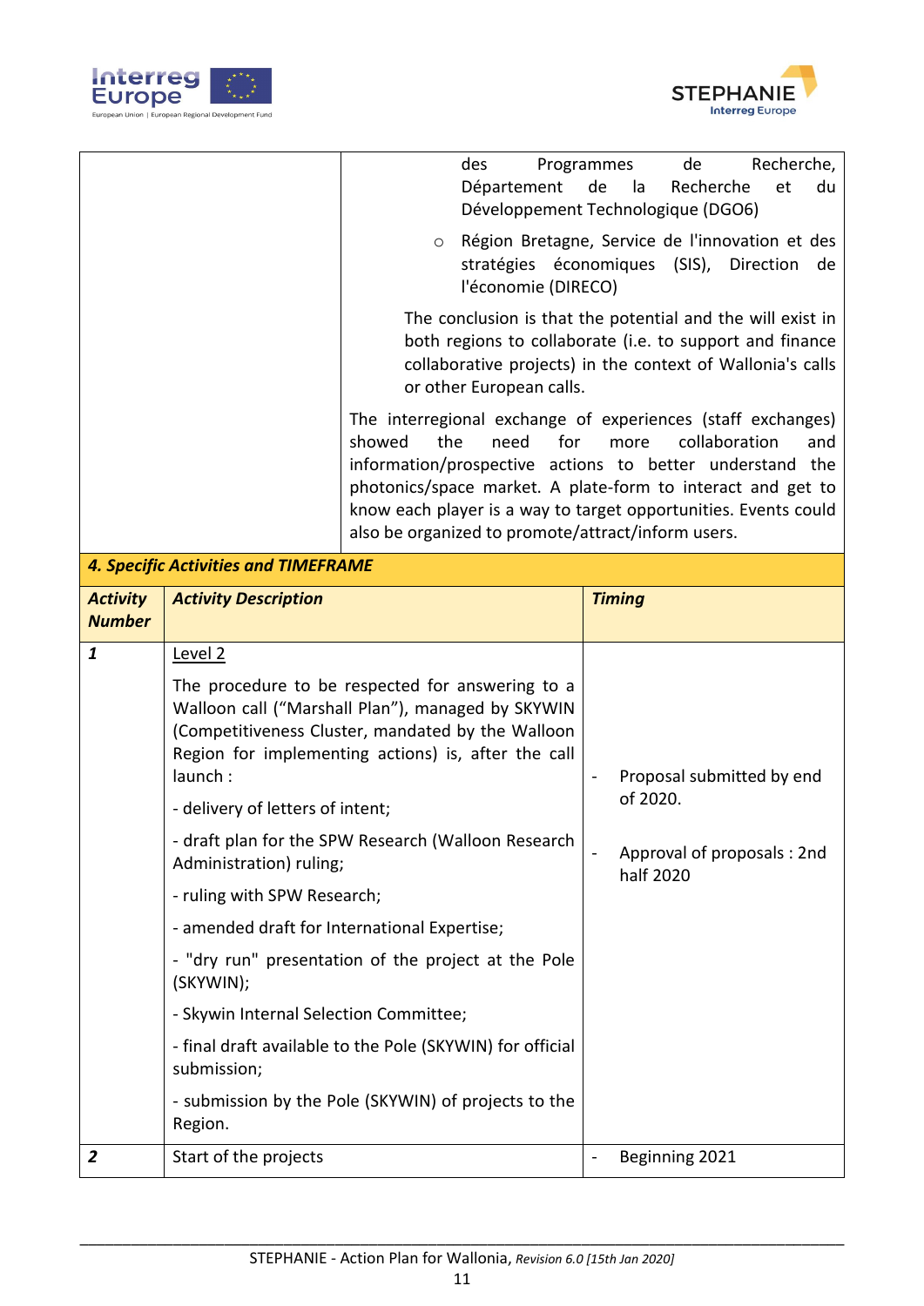| | |
|---|---|
| | des Programmes de Recherche, Département de la Recherche et du Développement Technologique (DGO6)<br>○ Région Bretagne, Service de l'innovation et des stratégies économiques (SIS), Direction de l'économie (DIRECO)<br><br>The conclusion is that the potential and the will exist in both regions to collaborate (i.e. to support and finance collaborative projects) in the context of Wallonia's calls or other European calls.<br><br>The interregional exchange of experiences (staff exchanges) showed the need for more collaboration and information/prospective actions to better understand the photonics/space market. A plate-form to interact and get to know each player is a way to target opportunities. Events could also be organized to promote/attract/inform users. |

**4. Specific Activities and TIMEFRAME**

| *Activity Number* | *Activity Description* | *Timing* |
|---|---|---|
| **1** | Level 2<br><br>The procedure to be respected for answering to a Walloon call ("Marshall Plan"), managed by SKYWIN (Competitiveness Cluster, mandated by the Walloon Region for implementing actions) is, after the call launch :<br>- delivery of letters of intent;<br>- draft plan for the SPW Research (Walloon Research Administration) ruling;<br>- ruling with SPW Research;<br>- amended draft for International Expertise;<br>- "dry run" presentation of the project at the Pole (SKYWIN);<br>- Skywin Internal Selection Committee;<br>- final draft available to the Pole (SKYWIN) for official submission;<br>- submission by the Pole (SKYWIN) of projects to the Region. | - Proposal submitted by end of 2020.<br><br>- Approval of proposals : 2nd half 2020 |
| **2** | Start of the projects | - Beginning 2021 |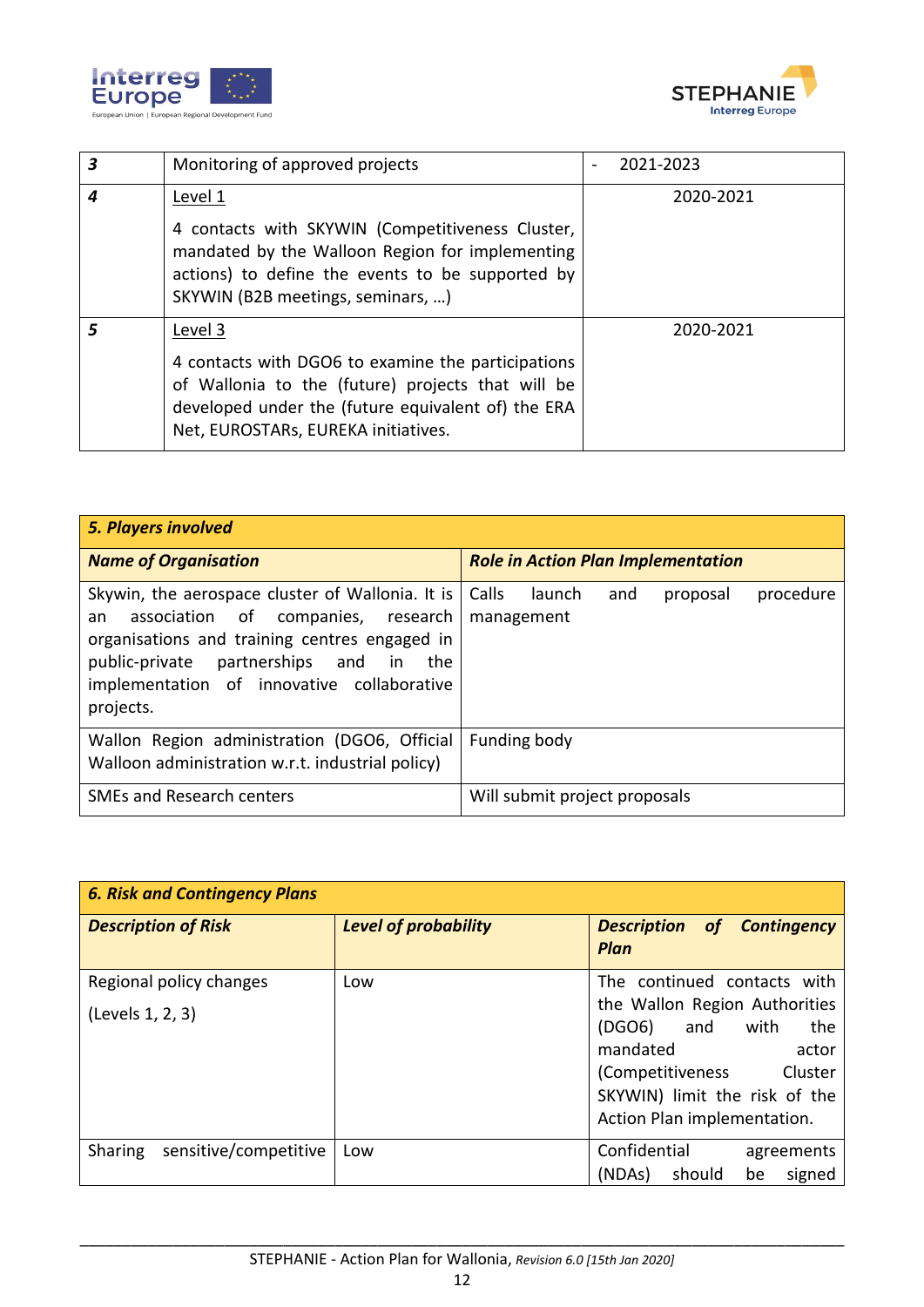| | | |
|---|---|---|
| ***3*** | Monitoring of approved projects | - 2021-2023 |
| ***4*** | Level 1<br><br>4 contacts with SKYWIN (Competitiveness Cluster, mandated by the Walloon Region for implementing actions) to define the events to be supported by SKYWIN (B2B meetings, seminars, …) | 2020-2021 |
| ***5*** | Level 3<br><br>4 contacts with DGO6 to examine the participations of Wallonia to the (future) projects that will be developed under the (future equivalent of) the ERA Net, EUROSTARs, EUREKA initiatives. | 2020-2021 |

| ***5. Players involved*** | |
|---|---|
| ***Name of Organisation*** | ***Role in Action Plan Implementation*** |
| Skywin, the aerospace cluster of Wallonia. It is an association of companies, research organisations and training centres engaged in public-private partnerships and in the implementation of innovative collaborative projects. | Calls launch and proposal procedure management |
| Wallon Region administration (DGO6, Official Walloon administration w.r.t. industrial policy) | Funding body |
| SMEs and Research centers | Will submit project proposals |

| ***6. Risk and Contingency Plans*** | | |
|---|---|---|
| ***Description of Risk*** | ***Level of probability*** | ***Description of Contingency Plan*** |
| Regional policy changes<br><br>(Levels 1, 2, 3) | Low | The continued contacts with the Wallon Region Authorities (DGO6) and with the mandated actor (Competitiveness Cluster SKYWIN) limit the risk of the Action Plan implementation. |
| Sharing sensitive/competitive | Low | Confidential agreements (NDAs) should be signed |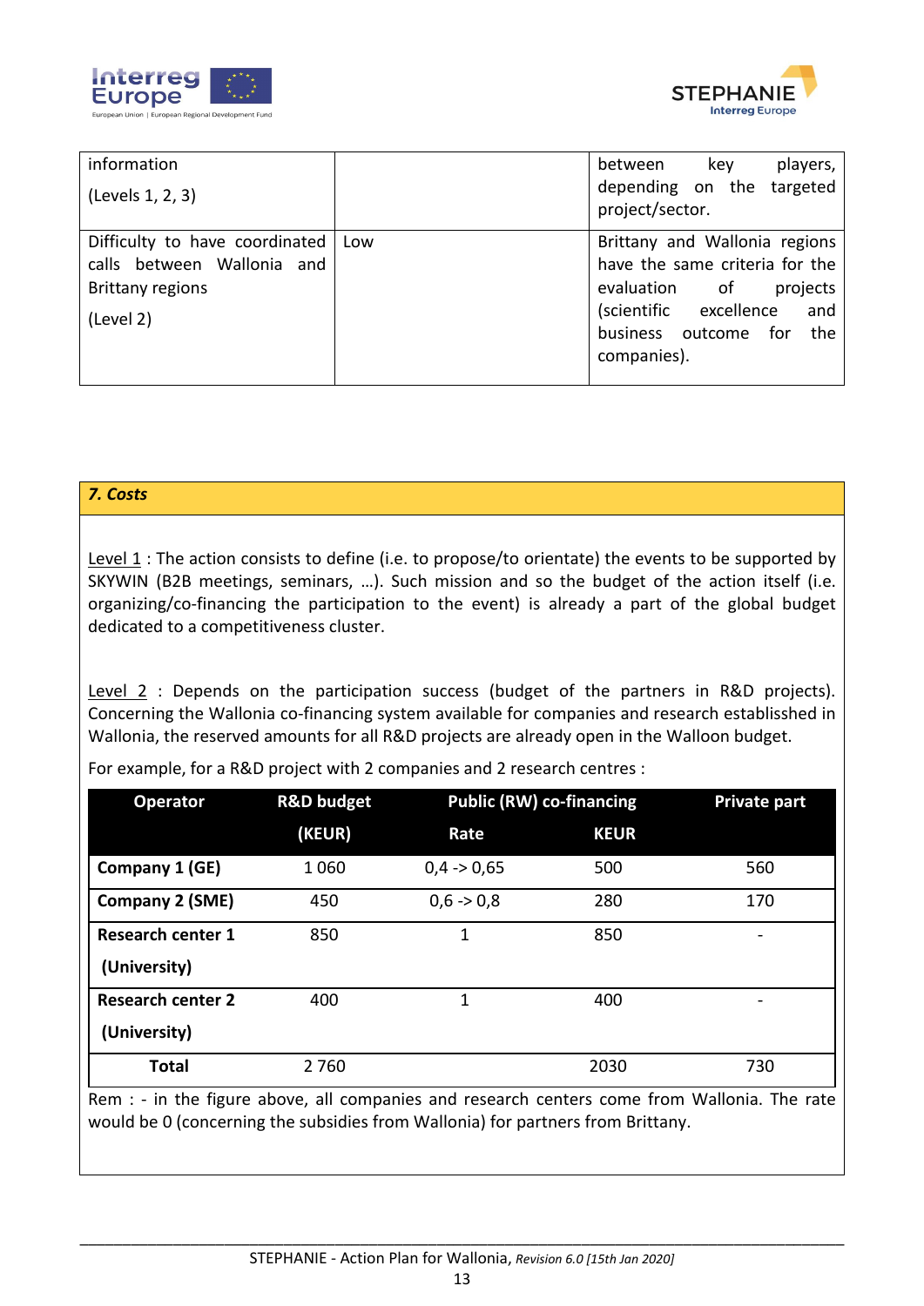| | | |
|---|---|---|
| information<br><br>(Levels 1, 2, 3) | | between key players, depending on the targeted project/sector. |
| Difficulty to have coordinated calls between Wallonia and Brittany regions<br><br>(Level 2) | Low | Brittany and Wallonia regions have the same criteria for the evaluation of projects (scientific excellence and business outcome for the companies). |

## 7. Costs

Level 1 : The action consists to define (i.e. to propose/to orientate) the events to be supported by SKYWIN (B2B meetings, seminars, …). Such mission and so the budget of the action itself (i.e. organizing/co-financing the participation to the event) is already a part of the global budget dedicated to a competitiveness cluster.

Level 2 : Depends on the participation success (budget of the partners in R&D projects). Concerning the Wallonia co-financing system available for companies and research establisshed in Wallonia, the reserved amounts for all R&D projects are already open in the Walloon budget.

For example, for a R&D project with 2 companies and 2 research centres :

| Operator | R&D budget (KEUR) | Public (RW) co-financing | | Private part |
|---|---|---|---|---|
| | | Rate | KEUR | |
| **Company 1 (GE)** | 1 060 | 0,4 -> 0,65 | 500 | 560 |
| **Company 2 (SME)** | 450 | 0,6 -> 0,8 | 280 | 170 |
| **Research center 1 (University)** | 850 | 1 | 850 | - |
| **Research center 2 (University)** | 400 | 1 | 400 | - |
| **Total** | 2 760 | | 2030 | 730 |

Rem : - in the figure above, all companies and research centers come from Wallonia. The rate would be 0 (concerning the subsidies from Wallonia) for partners from Brittany.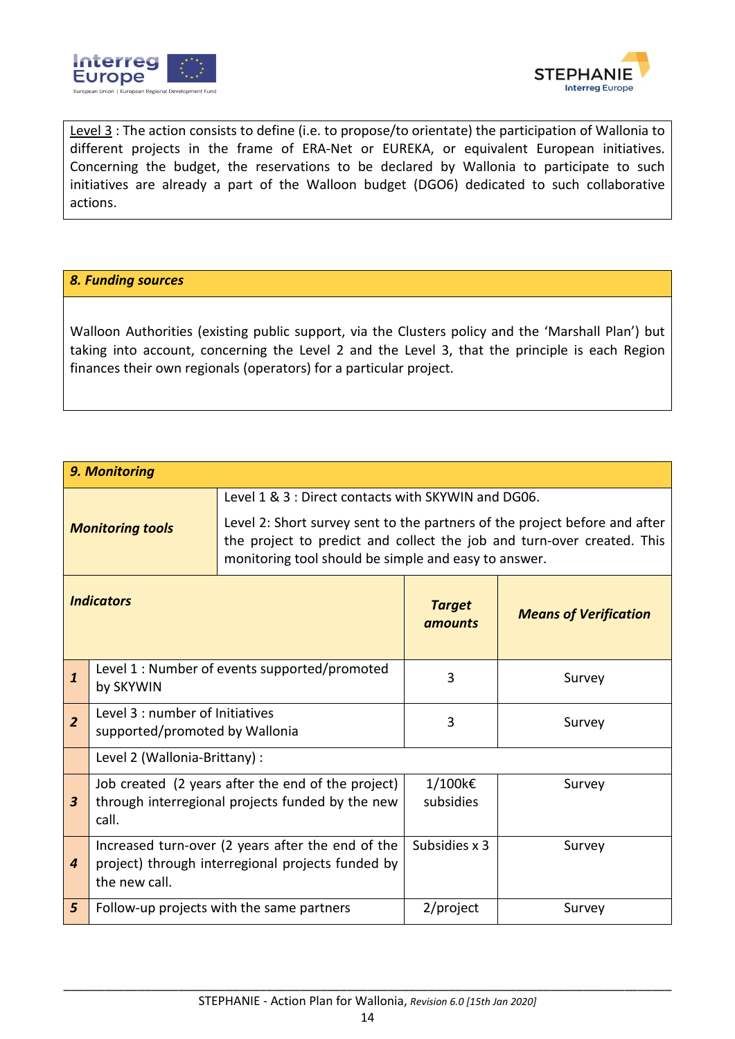Level 3 : The action consists to define (i.e. to propose/to orientate) the participation of Wallonia to different projects in the frame of ERA-Net or EUREKA, or equivalent European initiatives. Concerning the budget, the reservations to be declared by Wallonia to participate to such initiatives are already a part of the Walloon budget (DGO6) dedicated to such collaborative actions.

## *8. Funding sources*

Walloon Authorities (existing public support, via the Clusters policy and the 'Marshall Plan') but taking into account, concerning the Level 2 and the Level 3, that the principle is each Region finances their own regionals (operators) for a particular project.

## *9. Monitoring*

| ***Monitoring tools*** | Level 1 & 3 : Direct contacts with SKYWIN and DG06.<br><br>Level 2: Short survey sent to the partners of the project before and after the project to predict and collect the job and turn-over created. This monitoring tool should be simple and easy to answer. |
|---|---|

| | ***Indicators*** | ***Target amounts*** | ***Means of Verification*** |
|---|---|---|---|
| ***1*** | Level 1 : Number of events supported/promoted by SKYWIN | 3 | Survey |
| ***2*** | Level 3 : number of Initiatives supported/promoted by Wallonia | 3 | Survey |
| | Level 2 (Wallonia-Brittany) : | | |
| ***3*** | Job created (2 years after the end of the project) through interregional projects funded by the new call. | 1/100k€ subsidies | Survey |
| ***4*** | Increased turn-over (2 years after the end of the project) through interregional projects funded by the new call. | Subsidies x 3 | Survey |
| ***5*** | Follow-up projects with the same partners | 2/project | Survey |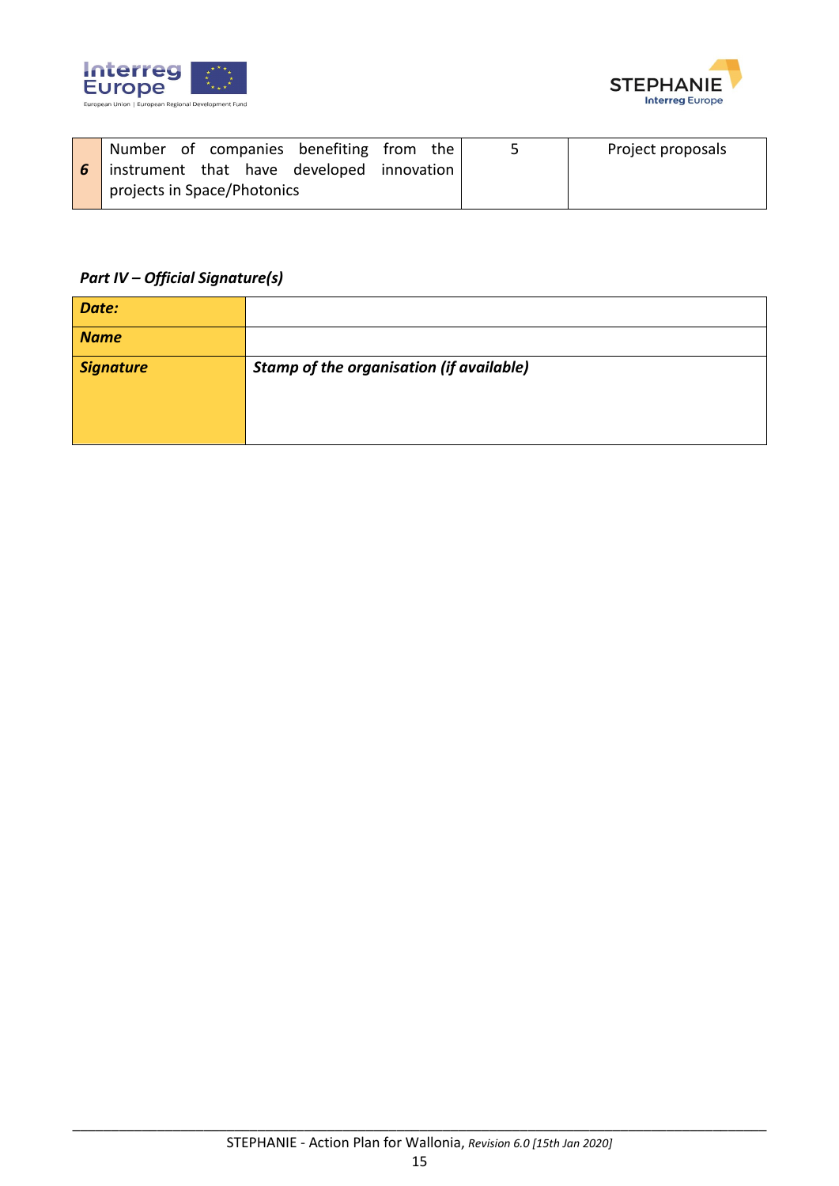| 6 | Number of companies benefiting from the instrument that have developed innovation projects in Space/Photonics | 5 | Project proposals |
|---|---|---|---|

***Part IV – Official Signature(s)***

| ***Date:*** | |
|---|---|
| ***Name*** | |
| ***Signature*** | ***Stamp of the organisation (if available)*** |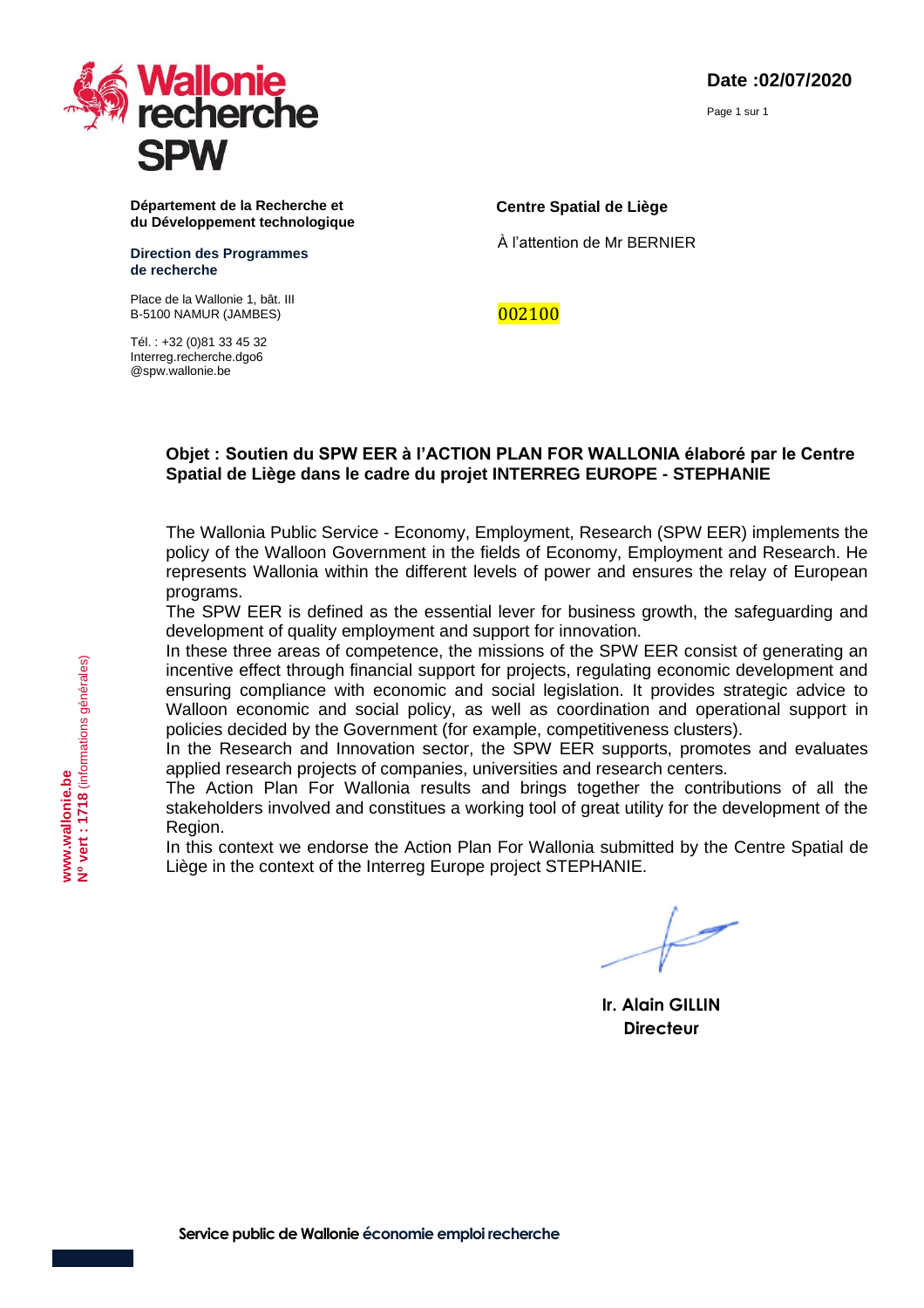Date :02/07/2020

Page 1 sur 1

**Département de la Recherche et du Développement technologique**

**Direction des Programmes de recherche**

Place de la Wallonie 1, bât. III
B-5100 NAMUR (JAMBES)

Tél. : +32 (0)81 33 45 32
Interreg.recherche.dgo6
@spw.wallonie.be

**Centre Spatial de Liège**

À l'attention de Mr BERNIER

002100

**Objet : Soutien du SPW EER à l'ACTION PLAN FOR WALLONIA élaboré par le Centre Spatial de Liège dans le cadre du projet INTERREG EUROPE - STEPHANIE**

The Wallonia Public Service - Economy, Employment, Research (SPW EER) implements the policy of the Walloon Government in the fields of Economy, Employment and Research. He represents Wallonia within the different levels of power and ensures the relay of European programs.
The SPW EER is defined as the essential lever for business growth, the safeguarding and development of quality employment and support for innovation.
In these three areas of competence, the missions of the SPW EER consist of generating an incentive effect through financial support for projects, regulating economic development and ensuring compliance with economic and social legislation. It provides strategic advice to Walloon economic and social policy, as well as coordination and operational support in policies decided by the Government (for example, competitiveness clusters).
In the Research and Innovation sector, the SPW EER supports, promotes and evaluates applied research projects of companies, universities and research centers.
The Action Plan For Wallonia results and brings together the contributions of all the stakeholders involved and constitues a working tool of great utility for the development of the Region.
In this context we endorse the Action Plan For Wallonia submitted by the Centre Spatial de Liège in the context of the Interreg Europe project STEPHANIE.

**Ir. Alain GILLIN**
**Directeur**

www.wallonie.be
N° vert : 1718 (informations générales)

Service public de Wallonie économie emploi recherche